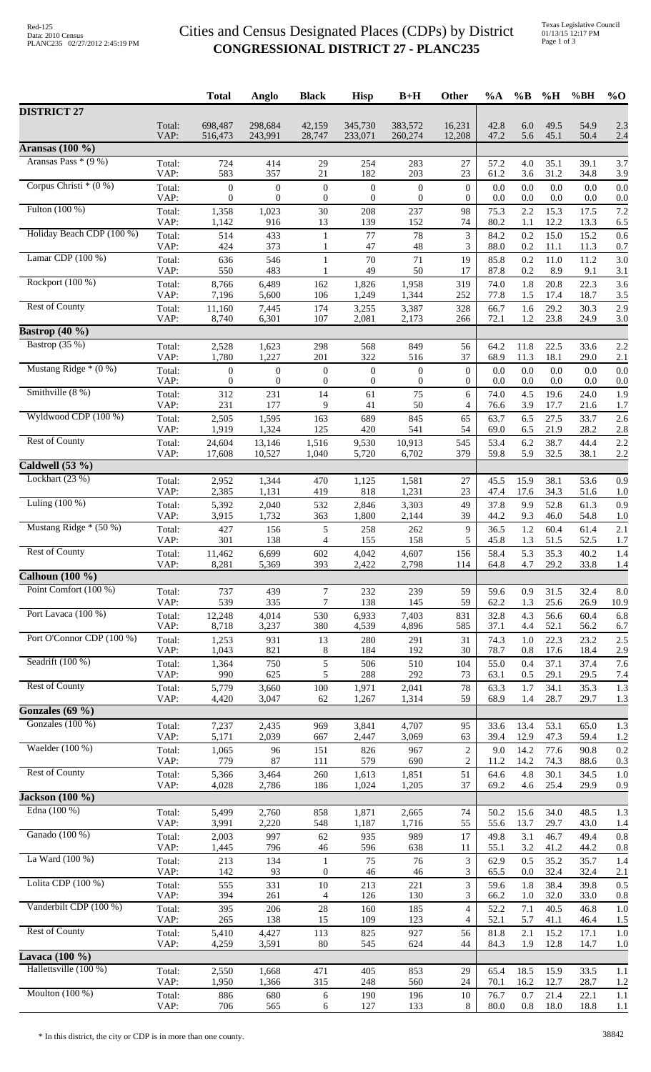# Cities and Census Designated Places (CDPs) by District

## CONGRESSIONAL DISTRICT 27 - PLANC235

| | | Total | Anglo | Black | Hisp | B+H | Other | %A | %B | %H | %BH | %O |
|---|---|---|---|---|---|---|---|---|---|---|---|---|
| **DISTRICT 27** | | | | | | | | | | | | |
| | Total: | 698,487 | 298,684 | 42,159 | 345,730 | 383,572 | 16,231 | 42.8 | 6.0 | 49.5 | 54.9 | 2.3 |
| | VAP: | 516,473 | 243,991 | 28,747 | 233,071 | 260,274 | 12,208 | 47.2 | 5.6 | 45.1 | 50.4 | 2.4 |
| **Aransas (100 %)** | | | | | | | | | | | | |
| Aransas Pass * (9 %) | Total: | 724 | 414 | 29 | 254 | 283 | 27 | 57.2 | 4.0 | 35.1 | 39.1 | 3.7 |
| | VAP: | 583 | 357 | 21 | 182 | 203 | 23 | 61.2 | 3.6 | 31.2 | 34.8 | 3.9 |
| Corpus Christi * (0 %) | Total: | 0 | 0 | 0 | 0 | 0 | 0 | 0.0 | 0.0 | 0.0 | 0.0 | 0.0 |
| | VAP: | 0 | 0 | 0 | 0 | 0 | 0 | 0.0 | 0.0 | 0.0 | 0.0 | 0.0 |
| Fulton (100 %) | Total: | 1,358 | 1,023 | 30 | 208 | 237 | 98 | 75.3 | 2.2 | 15.3 | 17.5 | 7.2 |
| | VAP: | 1,142 | 916 | 13 | 139 | 152 | 74 | 80.2 | 1.1 | 12.2 | 13.3 | 6.5 |
| Holiday Beach CDP (100 %) | Total: | 514 | 433 | 1 | 77 | 78 | 3 | 84.2 | 0.2 | 15.0 | 15.2 | 0.6 |
| | VAP: | 424 | 373 | 1 | 47 | 48 | 3 | 88.0 | 0.2 | 11.1 | 11.3 | 0.7 |
| Lamar CDP (100 %) | Total: | 636 | 546 | 1 | 70 | 71 | 19 | 85.8 | 0.2 | 11.0 | 11.2 | 3.0 |
| | VAP: | 550 | 483 | 1 | 49 | 50 | 17 | 87.8 | 0.2 | 8.9 | 9.1 | 3.1 |
| Rockport (100 %) | Total: | 8,766 | 6,489 | 162 | 1,826 | 1,958 | 319 | 74.0 | 1.8 | 20.8 | 22.3 | 3.6 |
| | VAP: | 7,196 | 5,600 | 106 | 1,249 | 1,344 | 252 | 77.8 | 1.5 | 17.4 | 18.7 | 3.5 |
| Rest of County | Total: | 11,160 | 7,445 | 174 | 3,255 | 3,387 | 328 | 66.7 | 1.6 | 29.2 | 30.3 | 2.9 |
| | VAP: | 8,740 | 6,301 | 107 | 2,081 | 2,173 | 266 | 72.1 | 1.2 | 23.8 | 24.9 | 3.0 |
| **Bastrop (40 %)** | | | | | | | | | | | | |
| Bastrop (35 %) | Total: | 2,528 | 1,623 | 298 | 568 | 849 | 56 | 64.2 | 11.8 | 22.5 | 33.6 | 2.2 |
| | VAP: | 1,780 | 1,227 | 201 | 322 | 516 | 37 | 68.9 | 11.3 | 18.1 | 29.0 | 2.1 |
| Mustang Ridge * (0 %) | Total: | 0 | 0 | 0 | 0 | 0 | 0 | 0.0 | 0.0 | 0.0 | 0.0 | 0.0 |
| | VAP: | 0 | 0 | 0 | 0 | 0 | 0 | 0.0 | 0.0 | 0.0 | 0.0 | 0.0 |
| Smithville (8 %) | Total: | 312 | 231 | 14 | 61 | 75 | 6 | 74.0 | 4.5 | 19.6 | 24.0 | 1.9 |
| | VAP: | 231 | 177 | 9 | 41 | 50 | 4 | 76.6 | 3.9 | 17.7 | 21.6 | 1.7 |
| Wyldwood CDP (100 %) | Total: | 2,505 | 1,595 | 163 | 689 | 845 | 65 | 63.7 | 6.5 | 27.5 | 33.7 | 2.6 |
| | VAP: | 1,919 | 1,324 | 125 | 420 | 541 | 54 | 69.0 | 6.5 | 21.9 | 28.2 | 2.8 |
| Rest of County | Total: | 24,604 | 13,146 | 1,516 | 9,530 | 10,913 | 545 | 53.4 | 6.2 | 38.7 | 44.4 | 2.2 |
| | VAP: | 17,608 | 10,527 | 1,040 | 5,720 | 6,702 | 379 | 59.8 | 5.9 | 32.5 | 38.1 | 2.2 |
| **Caldwell (53 %)** | | | | | | | | | | | | |
| Lockhart (23 %) | Total: | 2,952 | 1,344 | 470 | 1,125 | 1,581 | 27 | 45.5 | 15.9 | 38.1 | 53.6 | 0.9 |
| | VAP: | 2,385 | 1,131 | 419 | 818 | 1,231 | 23 | 47.4 | 17.6 | 34.3 | 51.6 | 1.0 |
| Luling (100 %) | Total: | 5,392 | 2,040 | 532 | 2,846 | 3,303 | 49 | 37.8 | 9.9 | 52.8 | 61.3 | 0.9 |
| | VAP: | 3,915 | 1,732 | 363 | 1,800 | 2,144 | 39 | 44.2 | 9.3 | 46.0 | 54.8 | 1.0 |
| Mustang Ridge * (50 %) | Total: | 427 | 156 | 5 | 258 | 262 | 9 | 36.5 | 1.2 | 60.4 | 61.4 | 2.1 |
| | VAP: | 301 | 138 | 4 | 155 | 158 | 5 | 45.8 | 1.3 | 51.5 | 52.5 | 1.7 |
| Rest of County | Total: | 11,462 | 6,699 | 602 | 4,042 | 4,607 | 156 | 58.4 | 5.3 | 35.3 | 40.2 | 1.4 |
| | VAP: | 8,281 | 5,369 | 393 | 2,422 | 2,798 | 114 | 64.8 | 4.7 | 29.2 | 33.8 | 1.4 |
| **Calhoun (100 %)** | | | | | | | | | | | | |
| Point Comfort (100 %) | Total: | 737 | 439 | 7 | 232 | 239 | 59 | 59.6 | 0.9 | 31.5 | 32.4 | 8.0 |
| | VAP: | 539 | 335 | 7 | 138 | 145 | 59 | 62.2 | 1.3 | 25.6 | 26.9 | 10.9 |
| Port Lavaca (100 %) | Total: | 12,248 | 4,014 | 530 | 6,933 | 7,403 | 831 | 32.8 | 4.3 | 56.6 | 60.4 | 6.8 |
| | VAP: | 8,718 | 3,237 | 380 | 4,539 | 4,896 | 585 | 37.1 | 4.4 | 52.1 | 56.2 | 6.7 |
| Port O'Connor CDP (100 %) | Total: | 1,253 | 931 | 13 | 280 | 291 | 31 | 74.3 | 1.0 | 22.3 | 23.2 | 2.5 |
| | VAP: | 1,043 | 821 | 8 | 184 | 192 | 30 | 78.7 | 0.8 | 17.6 | 18.4 | 2.9 |
| Seadrift (100 %) | Total: | 1,364 | 750 | 5 | 506 | 510 | 104 | 55.0 | 0.4 | 37.1 | 37.4 | 7.6 |
| | VAP: | 990 | 625 | 5 | 288 | 292 | 73 | 63.1 | 0.5 | 29.1 | 29.5 | 7.4 |
| Rest of County | Total: | 5,779 | 3,660 | 100 | 1,971 | 2,041 | 78 | 63.3 | 1.7 | 34.1 | 35.3 | 1.3 |
| | VAP: | 4,420 | 3,047 | 62 | 1,267 | 1,314 | 59 | 68.9 | 1.4 | 28.7 | 29.7 | 1.3 |
| **Gonzales (69 %)** | | | | | | | | | | | | |
| Gonzales (100 %) | Total: | 7,237 | 2,435 | 969 | 3,841 | 4,707 | 95 | 33.6 | 13.4 | 53.1 | 65.0 | 1.3 |
| | VAP: | 5,171 | 2,039 | 667 | 2,447 | 3,069 | 63 | 39.4 | 12.9 | 47.3 | 59.4 | 1.2 |
| Waelder (100 %) | Total: | 1,065 | 96 | 151 | 826 | 967 | 2 | 9.0 | 14.2 | 77.6 | 90.8 | 0.2 |
| | VAP: | 779 | 87 | 111 | 579 | 690 | 2 | 11.2 | 14.2 | 74.3 | 88.6 | 0.3 |
| Rest of County | Total: | 5,366 | 3,464 | 260 | 1,613 | 1,851 | 51 | 64.6 | 4.8 | 30.1 | 34.5 | 1.0 |
| | VAP: | 4,028 | 2,786 | 186 | 1,024 | 1,205 | 37 | 69.2 | 4.6 | 25.4 | 29.9 | 0.9 |
| **Jackson (100 %)** | | | | | | | | | | | | |
| Edna (100 %) | Total: | 5,499 | 2,760 | 858 | 1,871 | 2,665 | 74 | 50.2 | 15.6 | 34.0 | 48.5 | 1.3 |
| | VAP: | 3,991 | 2,220 | 548 | 1,187 | 1,716 | 55 | 55.6 | 13.7 | 29.7 | 43.0 | 1.4 |
| Ganado (100 %) | Total: | 2,003 | 997 | 62 | 935 | 989 | 17 | 49.8 | 3.1 | 46.7 | 49.4 | 0.8 |
| | VAP: | 1,445 | 796 | 46 | 596 | 638 | 11 | 55.1 | 3.2 | 41.2 | 44.2 | 0.8 |
| La Ward (100 %) | Total: | 213 | 134 | 1 | 75 | 76 | 3 | 62.9 | 0.5 | 35.2 | 35.7 | 1.4 |
| | VAP: | 142 | 93 | 0 | 46 | 46 | 3 | 65.5 | 0.0 | 32.4 | 32.4 | 2.1 |
| Lolita CDP (100 %) | Total: | 555 | 331 | 10 | 213 | 221 | 3 | 59.6 | 1.8 | 38.4 | 39.8 | 0.5 |
| | VAP: | 394 | 261 | 4 | 126 | 130 | 3 | 66.2 | 1.0 | 32.0 | 33.0 | 0.8 |
| Vanderbilt CDP (100 %) | Total: | 395 | 206 | 28 | 160 | 185 | 4 | 52.2 | 7.1 | 40.5 | 46.8 | 1.0 |
| | VAP: | 265 | 138 | 15 | 109 | 123 | 4 | 52.1 | 5.7 | 41.1 | 46.4 | 1.5 |
| Rest of County | Total: | 5,410 | 4,427 | 113 | 825 | 927 | 56 | 81.8 | 2.1 | 15.2 | 17.1 | 1.0 |
| | VAP: | 4,259 | 3,591 | 80 | 545 | 624 | 44 | 84.3 | 1.9 | 12.8 | 14.7 | 1.0 |
| **Lavaca (100 %)** | | | | | | | | | | | | |
| Hallettsville (100 %) | Total: | 2,550 | 1,668 | 471 | 405 | 853 | 29 | 65.4 | 18.5 | 15.9 | 33.5 | 1.1 |
| | VAP: | 1,950 | 1,366 | 315 | 248 | 560 | 24 | 70.1 | 16.2 | 12.7 | 28.7 | 1.2 |
| Moulton (100 %) | Total: | 886 | 680 | 6 | 190 | 196 | 10 | 76.7 | 0.7 | 21.4 | 22.1 | 1.1 |
| | VAP: | 706 | 565 | 6 | 127 | 133 | 8 | 80.0 | 0.8 | 18.0 | 18.8 | 1.1 |

* In this district, the city or CDP is in more than one county.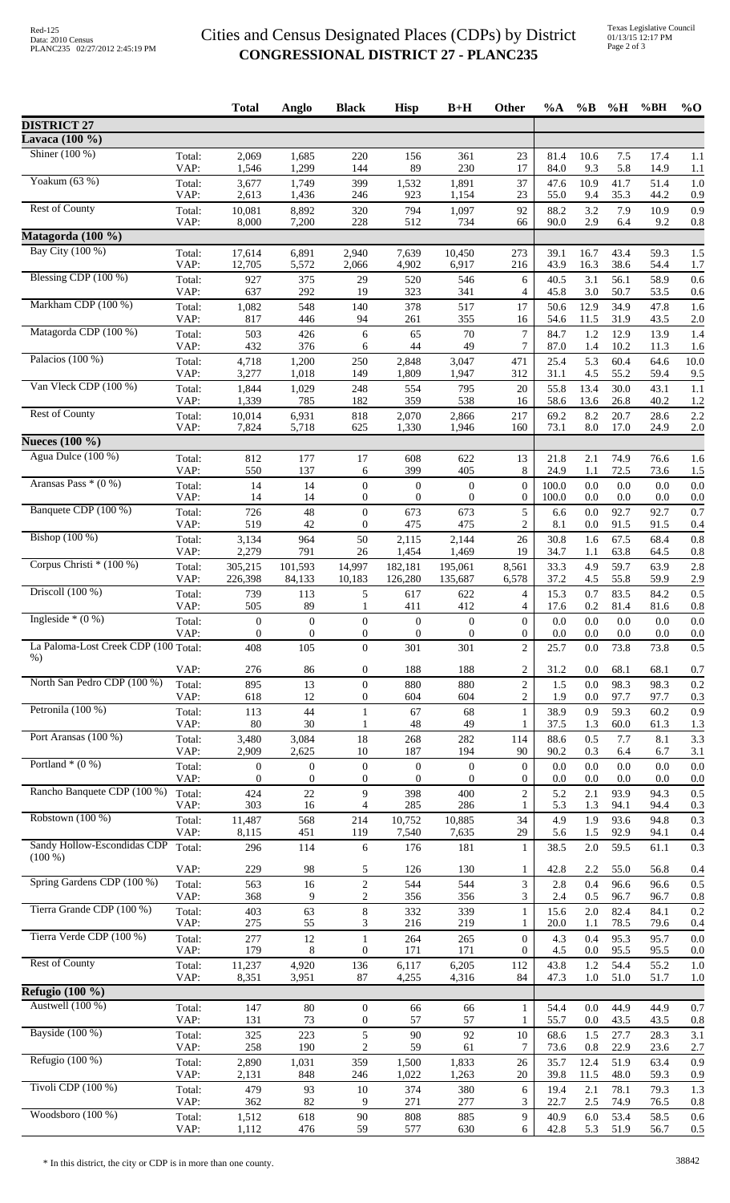# Cities and Census Designated Places (CDPs) by District
## CONGRESSIONAL DISTRICT 27 - PLANC235

Red-125
Data: 2010 Census
PLANC235 02/27/2012 2:45:19 PM

Texas Legislative Council
01/13/15 12:17 PM

| | | Total | Anglo | Black | Hisp | B+H | Other | %A | %B | %H | %BH | %O |
|---|---|---|---|---|---|---|---|---|---|---|---|---|
| **DISTRICT 27** | | | | | | | | | | | | |
| **Lavaca (100 %)** | | | | | | | | | | | | |
| Shiner (100 %) | Total: | 2,069 | 1,685 | 220 | 156 | 361 | 23 | 81.4 | 10.6 | 7.5 | 17.4 | 1.1 |
| | VAP: | 1,546 | 1,299 | 144 | 89 | 230 | 17 | 84.0 | 9.3 | 5.8 | 14.9 | 1.1 |
| Yoakum (63 %) | Total: | 3,677 | 1,749 | 399 | 1,532 | 1,891 | 37 | 47.6 | 10.9 | 41.7 | 51.4 | 1.0 |
| | VAP: | 2,613 | 1,436 | 246 | 923 | 1,154 | 23 | 55.0 | 9.4 | 35.3 | 44.2 | 0.9 |
| Rest of County | Total: | 10,081 | 8,892 | 320 | 794 | 1,097 | 92 | 88.2 | 3.2 | 7.9 | 10.9 | 0.9 |
| | VAP: | 8,000 | 7,200 | 228 | 512 | 734 | 66 | 90.0 | 2.9 | 6.4 | 9.2 | 0.8 |
| **Matagorda (100 %)** | | | | | | | | | | | | |
| Bay City (100 %) | Total: | 17,614 | 6,891 | 2,940 | 7,639 | 10,450 | 273 | 39.1 | 16.7 | 43.4 | 59.3 | 1.5 |
| | VAP: | 12,705 | 5,572 | 2,066 | 4,902 | 6,917 | 216 | 43.9 | 16.3 | 38.6 | 54.4 | 1.7 |
| Blessing CDP (100 %) | Total: | 927 | 375 | 29 | 520 | 546 | 6 | 40.5 | 3.1 | 56.1 | 58.9 | 0.6 |
| | VAP: | 637 | 292 | 19 | 323 | 341 | 4 | 45.8 | 3.0 | 50.7 | 53.5 | 0.6 |
| Markham CDP (100 %) | Total: | 1,082 | 548 | 140 | 378 | 517 | 17 | 50.6 | 12.9 | 34.9 | 47.8 | 1.6 |
| | VAP: | 817 | 446 | 94 | 261 | 355 | 16 | 54.6 | 11.5 | 31.9 | 43.5 | 2.0 |
| Matagorda CDP (100 %) | Total: | 503 | 426 | 6 | 65 | 70 | 7 | 84.7 | 1.2 | 12.9 | 13.9 | 1.4 |
| | VAP: | 432 | 376 | 6 | 44 | 49 | 7 | 87.0 | 1.4 | 10.2 | 11.3 | 1.6 |
| Palacios (100 %) | Total: | 4,718 | 1,200 | 250 | 2,848 | 3,047 | 471 | 25.4 | 5.3 | 60.4 | 64.6 | 10.0 |
| | VAP: | 3,277 | 1,018 | 149 | 1,809 | 1,947 | 312 | 31.1 | 4.5 | 55.2 | 59.4 | 9.5 |
| Van Vleck CDP (100 %) | Total: | 1,844 | 1,029 | 248 | 554 | 795 | 20 | 55.8 | 13.4 | 30.0 | 43.1 | 1.1 |
| | VAP: | 1,339 | 785 | 182 | 359 | 538 | 16 | 58.6 | 13.6 | 26.8 | 40.2 | 1.2 |
| Rest of County | Total: | 10,014 | 6,931 | 818 | 2,070 | 2,866 | 217 | 69.2 | 8.2 | 20.7 | 28.6 | 2.2 |
| | VAP: | 7,824 | 5,718 | 625 | 1,330 | 1,946 | 160 | 73.1 | 8.0 | 17.0 | 24.9 | 2.0 |
| **Nueces (100 %)** | | | | | | | | | | | | |
| Agua Dulce (100 %) | Total: | 812 | 177 | 17 | 608 | 622 | 13 | 21.8 | 2.1 | 74.9 | 76.6 | 1.6 |
| | VAP: | 550 | 137 | 6 | 399 | 405 | 8 | 24.9 | 1.1 | 72.5 | 73.6 | 1.5 |
| Aransas Pass * (0 %) | Total: | 14 | 14 | 0 | 0 | 0 | 0 | 100.0 | 0.0 | 0.0 | 0.0 | 0.0 |
| | VAP: | 14 | 14 | 0 | 0 | 0 | 0 | 100.0 | 0.0 | 0.0 | 0.0 | 0.0 |
| Banquete CDP (100 %) | Total: | 726 | 48 | 0 | 673 | 673 | 5 | 6.6 | 0.0 | 92.7 | 92.7 | 0.7 |
| | VAP: | 519 | 42 | 0 | 475 | 475 | 2 | 8.1 | 0.0 | 91.5 | 91.5 | 0.4 |
| Bishop (100 %) | Total: | 3,134 | 964 | 50 | 2,115 | 2,144 | 26 | 30.8 | 1.6 | 67.5 | 68.4 | 0.8 |
| | VAP: | 2,279 | 791 | 26 | 1,454 | 1,469 | 19 | 34.7 | 1.1 | 63.8 | 64.5 | 0.8 |
| Corpus Christi * (100 %) | Total: | 305,215 | 101,593 | 14,997 | 182,181 | 195,061 | 8,561 | 33.3 | 4.9 | 59.7 | 63.9 | 2.8 |
| | VAP: | 226,398 | 84,133 | 10,183 | 126,280 | 135,687 | 6,578 | 37.2 | 4.5 | 55.8 | 59.9 | 2.9 |
| Driscoll (100 %) | Total: | 739 | 113 | 5 | 617 | 622 | 4 | 15.3 | 0.7 | 83.5 | 84.2 | 0.5 |
| | VAP: | 505 | 89 | 1 | 411 | 412 | 4 | 17.6 | 0.2 | 81.4 | 81.6 | 0.8 |
| Ingleside * (0 %) | Total: | 0 | 0 | 0 | 0 | 0 | 0 | 0.0 | 0.0 | 0.0 | 0.0 | 0.0 |
| | VAP: | 0 | 0 | 0 | 0 | 0 | 0 | 0.0 | 0.0 | 0.0 | 0.0 | 0.0 |
| La Paloma-Lost Creek CDP (100 %) | Total: | 408 | 105 | 0 | 301 | 301 | 2 | 25.7 | 0.0 | 73.8 | 73.8 | 0.5 |
| | VAP: | 276 | 86 | 0 | 188 | 188 | 2 | 31.2 | 0.0 | 68.1 | 68.1 | 0.7 |
| North San Pedro CDP (100 %) | Total: | 895 | 13 | 0 | 880 | 880 | 2 | 1.5 | 0.0 | 98.3 | 98.3 | 0.2 |
| | VAP: | 618 | 12 | 0 | 604 | 604 | 2 | 1.9 | 0.0 | 97.7 | 97.7 | 0.3 |
| Petronila (100 %) | Total: | 113 | 44 | 1 | 67 | 68 | 1 | 38.9 | 0.9 | 59.3 | 60.2 | 0.9 |
| | VAP: | 80 | 30 | 1 | 48 | 49 | 1 | 37.5 | 1.3 | 60.0 | 61.3 | 1.3 |
| Port Aransas (100 %) | Total: | 3,480 | 3,084 | 18 | 268 | 282 | 114 | 88.6 | 0.5 | 7.7 | 8.1 | 3.3 |
| | VAP: | 2,909 | 2,625 | 10 | 187 | 194 | 90 | 90.2 | 0.3 | 6.4 | 6.7 | 3.1 |
| Portland * (0 %) | Total: | 0 | 0 | 0 | 0 | 0 | 0 | 0.0 | 0.0 | 0.0 | 0.0 | 0.0 |
| | VAP: | 0 | 0 | 0 | 0 | 0 | 0 | 0.0 | 0.0 | 0.0 | 0.0 | 0.0 |
| Rancho Banquete CDP (100 %) | Total: | 424 | 22 | 9 | 398 | 400 | 2 | 5.2 | 2.1 | 93.9 | 94.3 | 0.5 |
| | VAP: | 303 | 16 | 4 | 285 | 286 | 1 | 5.3 | 1.3 | 94.1 | 94.4 | 0.3 |
| Robstown (100 %) | Total: | 11,487 | 568 | 214 | 10,752 | 10,885 | 34 | 4.9 | 1.9 | 93.6 | 94.8 | 0.3 |
| | VAP: | 8,115 | 451 | 119 | 7,540 | 7,635 | 29 | 5.6 | 1.5 | 92.9 | 94.1 | 0.4 |
| Sandy Hollow-Escondidas CDP (100 %) | Total: | 296 | 114 | 6 | 176 | 181 | 1 | 38.5 | 2.0 | 59.5 | 61.1 | 0.3 |
| | VAP: | 229 | 98 | 5 | 126 | 130 | 1 | 42.8 | 2.2 | 55.0 | 56.8 | 0.4 |
| Spring Gardens CDP (100 %) | Total: | 563 | 16 | 2 | 544 | 544 | 3 | 2.8 | 0.4 | 96.6 | 96.6 | 0.5 |
| | VAP: | 368 | 9 | 2 | 356 | 356 | 3 | 2.4 | 0.5 | 96.7 | 96.7 | 0.8 |
| Tierra Grande CDP (100 %) | Total: | 403 | 63 | 8 | 332 | 339 | 1 | 15.6 | 2.0 | 82.4 | 84.1 | 0.2 |
| | VAP: | 275 | 55 | 3 | 216 | 219 | 1 | 20.0 | 1.1 | 78.5 | 79.6 | 0.4 |
| Tierra Verde CDP (100 %) | Total: | 277 | 12 | 1 | 264 | 265 | 0 | 4.3 | 0.4 | 95.3 | 95.7 | 0.0 |
| | VAP: | 179 | 8 | 0 | 171 | 171 | 0 | 4.5 | 0.0 | 95.5 | 95.5 | 0.0 |
| Rest of County | Total: | 11,237 | 4,920 | 136 | 6,117 | 6,205 | 112 | 43.8 | 1.2 | 54.4 | 55.2 | 1.0 |
| | VAP: | 8,351 | 3,951 | 87 | 4,255 | 4,316 | 84 | 47.3 | 1.0 | 51.0 | 51.7 | 1.0 |
| **Refugio (100 %)** | | | | | | | | | | | | |
| Austwell (100 %) | Total: | 147 | 80 | 0 | 66 | 66 | 1 | 54.4 | 0.0 | 44.9 | 44.9 | 0.7 |
| | VAP: | 131 | 73 | 0 | 57 | 57 | 1 | 55.7 | 0.0 | 43.5 | 43.5 | 0.8 |
| Bayside (100 %) | Total: | 325 | 223 | 5 | 90 | 92 | 10 | 68.6 | 1.5 | 27.7 | 28.3 | 3.1 |
| | VAP: | 258 | 190 | 2 | 59 | 61 | 7 | 73.6 | 0.8 | 22.9 | 23.6 | 2.7 |
| Refugio (100 %) | Total: | 2,890 | 1,031 | 359 | 1,500 | 1,833 | 26 | 35.7 | 12.4 | 51.9 | 63.4 | 0.9 |
| | VAP: | 2,131 | 848 | 246 | 1,022 | 1,263 | 20 | 39.8 | 11.5 | 48.0 | 59.3 | 0.9 |
| Tivoli CDP (100 %) | Total: | 479 | 93 | 10 | 374 | 380 | 6 | 19.4 | 2.1 | 78.1 | 79.3 | 1.3 |
| | VAP: | 362 | 82 | 9 | 271 | 277 | 3 | 22.7 | 2.5 | 74.9 | 76.5 | 0.8 |
| Woodsboro (100 %) | Total: | 1,512 | 618 | 90 | 808 | 885 | 9 | 40.9 | 6.0 | 53.4 | 58.5 | 0.6 |
| | VAP: | 1,112 | 476 | 59 | 577 | 630 | 6 | 42.8 | 5.3 | 51.9 | 56.7 | 0.5 |

\* In this district, the city or CDP is in more than one county.

38842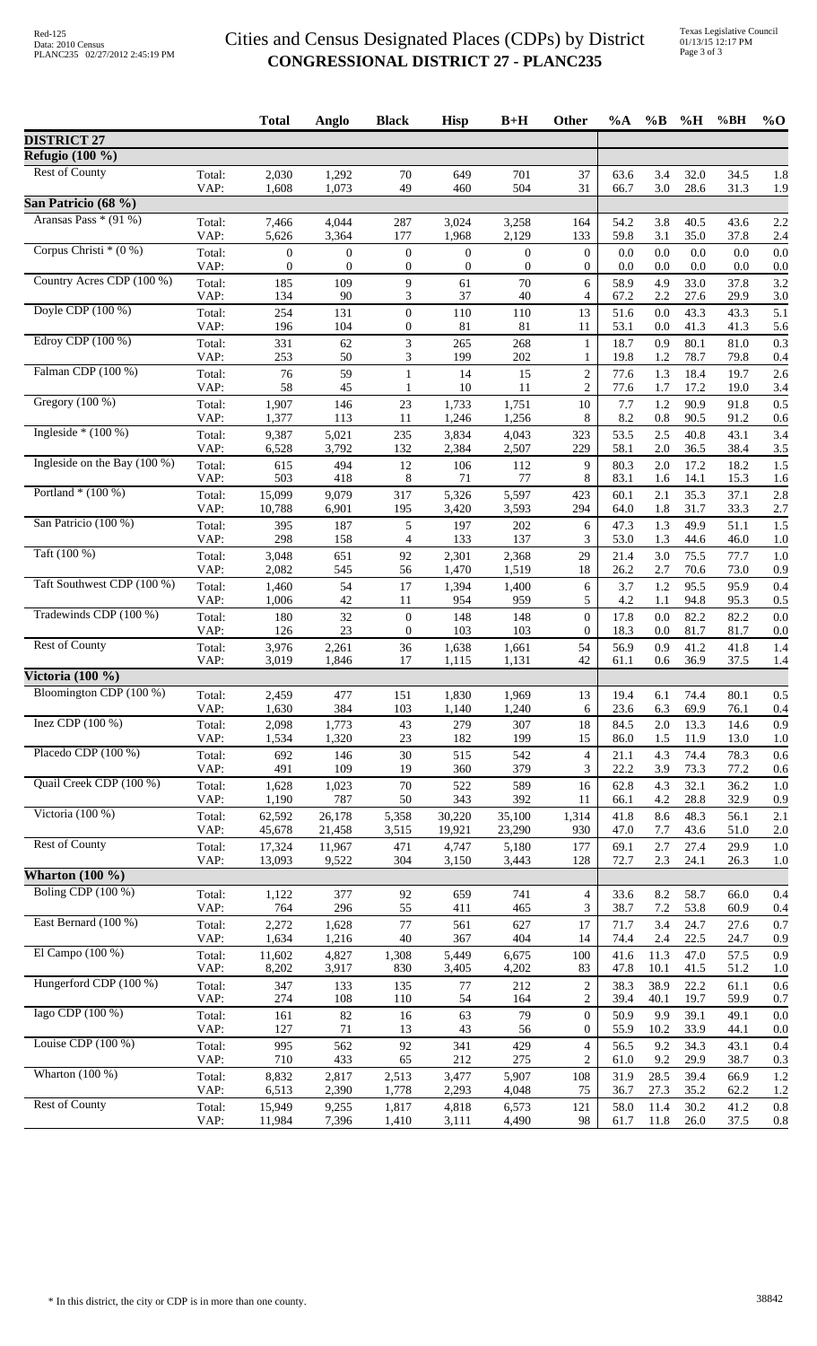# Cities and Census Designated Places (CDPs) by District
## CONGRESSIONAL DISTRICT 27 - PLANC235

| | | Total | Anglo | Black | Hisp | B+H | Other | %A | %B | %H | %BH | %O |
|---|---|---|---|---|---|---|---|---|---|---|---|---|
| **DISTRICT 27** | | | | | | | | | | | | |
| **Refugio (100 %)** | | | | | | | | | | | | |
| Rest of County | Total: | 2,030 | 1,292 | 70 | 649 | 701 | 37 | 63.6 | 3.4 | 32.0 | 34.5 | 1.8 |
| | VAP: | 1,608 | 1,073 | 49 | 460 | 504 | 31 | 66.7 | 3.0 | 28.6 | 31.3 | 1.9 |
| **San Patricio (68 %)** | | | | | | | | | | | | |
| Aransas Pass * (91 %) | Total: | 7,466 | 4,044 | 287 | 3,024 | 3,258 | 164 | 54.2 | 3.8 | 40.5 | 43.6 | 2.2 |
| | VAP: | 5,626 | 3,364 | 177 | 1,968 | 2,129 | 133 | 59.8 | 3.1 | 35.0 | 37.8 | 2.4 |
| Corpus Christi * (0 %) | Total: | 0 | 0 | 0 | 0 | 0 | 0 | 0.0 | 0.0 | 0.0 | 0.0 | 0.0 |
| | VAP: | 0 | 0 | 0 | 0 | 0 | 0 | 0.0 | 0.0 | 0.0 | 0.0 | 0.0 |
| Country Acres CDP (100 %) | Total: | 185 | 109 | 9 | 61 | 70 | 6 | 58.9 | 4.9 | 33.0 | 37.8 | 3.2 |
| | VAP: | 134 | 90 | 3 | 37 | 40 | 4 | 67.2 | 2.2 | 27.6 | 29.9 | 3.0 |
| Doyle CDP (100 %) | Total: | 254 | 131 | 0 | 110 | 110 | 13 | 51.6 | 0.0 | 43.3 | 43.3 | 5.1 |
| | VAP: | 196 | 104 | 0 | 81 | 81 | 11 | 53.1 | 0.0 | 41.3 | 41.3 | 5.6 |
| Edroy CDP (100 %) | Total: | 331 | 62 | 3 | 265 | 268 | 1 | 18.7 | 0.9 | 80.1 | 81.0 | 0.3 |
| | VAP: | 253 | 50 | 3 | 199 | 202 | 1 | 19.8 | 1.2 | 78.7 | 79.8 | 0.4 |
| Falman CDP (100 %) | Total: | 76 | 59 | 1 | 14 | 15 | 2 | 77.6 | 1.3 | 18.4 | 19.7 | 2.6 |
| | VAP: | 58 | 45 | 1 | 10 | 11 | 2 | 77.6 | 1.7 | 17.2 | 19.0 | 3.4 |
| Gregory (100 %) | Total: | 1,907 | 146 | 23 | 1,733 | 1,751 | 10 | 7.7 | 1.2 | 90.9 | 91.8 | 0.5 |
| | VAP: | 1,377 | 113 | 11 | 1,246 | 1,256 | 8 | 8.2 | 0.8 | 90.5 | 91.2 | 0.6 |
| Ingleside * (100 %) | Total: | 9,387 | 5,021 | 235 | 3,834 | 4,043 | 323 | 53.5 | 2.5 | 40.8 | 43.1 | 3.4 |
| | VAP: | 6,528 | 3,792 | 132 | 2,384 | 2,507 | 229 | 58.1 | 2.0 | 36.5 | 38.4 | 3.5 |
| Ingleside on the Bay (100 %) | Total: | 615 | 494 | 12 | 106 | 112 | 9 | 80.3 | 2.0 | 17.2 | 18.2 | 1.5 |
| | VAP: | 503 | 418 | 8 | 71 | 77 | 8 | 83.1 | 1.6 | 14.1 | 15.3 | 1.6 |
| Portland * (100 %) | Total: | 15,099 | 9,079 | 317 | 5,326 | 5,597 | 423 | 60.1 | 2.1 | 35.3 | 37.1 | 2.8 |
| | VAP: | 10,788 | 6,901 | 195 | 3,420 | 3,593 | 294 | 64.0 | 1.8 | 31.7 | 33.3 | 2.7 |
| San Patricio (100 %) | Total: | 395 | 187 | 5 | 197 | 202 | 6 | 47.3 | 1.3 | 49.9 | 51.1 | 1.5 |
| | VAP: | 298 | 158 | 4 | 133 | 137 | 3 | 53.0 | 1.3 | 44.6 | 46.0 | 1.0 |
| Taft (100 %) | Total: | 3,048 | 651 | 92 | 2,301 | 2,368 | 29 | 21.4 | 3.0 | 75.5 | 77.7 | 1.0 |
| | VAP: | 2,082 | 545 | 56 | 1,470 | 1,519 | 18 | 26.2 | 2.7 | 70.6 | 73.0 | 0.9 |
| Taft Southwest CDP (100 %) | Total: | 1,460 | 54 | 17 | 1,394 | 1,400 | 6 | 3.7 | 1.2 | 95.5 | 95.9 | 0.4 |
| | VAP: | 1,006 | 42 | 11 | 954 | 959 | 5 | 4.2 | 1.1 | 94.8 | 95.3 | 0.5 |
| Tradewinds CDP (100 %) | Total: | 180 | 32 | 0 | 148 | 148 | 0 | 17.8 | 0.0 | 82.2 | 82.2 | 0.0 |
| | VAP: | 126 | 23 | 0 | 103 | 103 | 0 | 18.3 | 0.0 | 81.7 | 81.7 | 0.0 |
| Rest of County | Total: | 3,976 | 2,261 | 36 | 1,638 | 1,661 | 54 | 56.9 | 0.9 | 41.2 | 41.8 | 1.4 |
| | VAP: | 3,019 | 1,846 | 17 | 1,115 | 1,131 | 42 | 61.1 | 0.6 | 36.9 | 37.5 | 1.4 |
| **Victoria (100 %)** | | | | | | | | | | | | |
| Bloomington CDP (100 %) | Total: | 2,459 | 477 | 151 | 1,830 | 1,969 | 13 | 19.4 | 6.1 | 74.4 | 80.1 | 0.5 |
| | VAP: | 1,630 | 384 | 103 | 1,140 | 1,240 | 6 | 23.6 | 6.3 | 69.9 | 76.1 | 0.4 |
| Inez CDP (100 %) | Total: | 2,098 | 1,773 | 43 | 279 | 307 | 18 | 84.5 | 2.0 | 13.3 | 14.6 | 0.9 |
| | VAP: | 1,534 | 1,320 | 23 | 182 | 199 | 15 | 86.0 | 1.5 | 11.9 | 13.0 | 1.0 |
| Placedo CDP (100 %) | Total: | 692 | 146 | 30 | 515 | 542 | 4 | 21.1 | 4.3 | 74.4 | 78.3 | 0.6 |
| | VAP: | 491 | 109 | 19 | 360 | 379 | 3 | 22.2 | 3.9 | 73.3 | 77.2 | 0.6 |
| Quail Creek CDP (100 %) | Total: | 1,628 | 1,023 | 70 | 522 | 589 | 16 | 62.8 | 4.3 | 32.1 | 36.2 | 1.0 |
| | VAP: | 1,190 | 787 | 50 | 343 | 392 | 11 | 66.1 | 4.2 | 28.8 | 32.9 | 0.9 |
| Victoria (100 %) | Total: | 62,592 | 26,178 | 5,358 | 30,220 | 35,100 | 1,314 | 41.8 | 8.6 | 48.3 | 56.1 | 2.1 |
| | VAP: | 45,678 | 21,458 | 3,515 | 19,921 | 23,290 | 930 | 47.0 | 7.7 | 43.6 | 51.0 | 2.0 |
| Rest of County | Total: | 17,324 | 11,967 | 471 | 4,747 | 5,180 | 177 | 69.1 | 2.7 | 27.4 | 29.9 | 1.0 |
| | VAP: | 13,093 | 9,522 | 304 | 3,150 | 3,443 | 128 | 72.7 | 2.3 | 24.1 | 26.3 | 1.0 |
| **Wharton (100 %)** | | | | | | | | | | | | |
| Boling CDP (100 %) | Total: | 1,122 | 377 | 92 | 659 | 741 | 4 | 33.6 | 8.2 | 58.7 | 66.0 | 0.4 |
| | VAP: | 764 | 296 | 55 | 411 | 465 | 3 | 38.7 | 7.2 | 53.8 | 60.9 | 0.4 |
| East Bernard (100 %) | Total: | 2,272 | 1,628 | 77 | 561 | 627 | 17 | 71.7 | 3.4 | 24.7 | 27.6 | 0.7 |
| | VAP: | 1,634 | 1,216 | 40 | 367 | 404 | 14 | 74.4 | 2.4 | 22.5 | 24.7 | 0.9 |
| El Campo (100 %) | Total: | 11,602 | 4,827 | 1,308 | 5,449 | 6,675 | 100 | 41.6 | 11.3 | 47.0 | 57.5 | 0.9 |
| | VAP: | 8,202 | 3,917 | 830 | 3,405 | 4,202 | 83 | 47.8 | 10.1 | 41.5 | 51.2 | 1.0 |
| Hungerford CDP (100 %) | Total: | 347 | 133 | 135 | 77 | 212 | 2 | 38.3 | 38.9 | 22.2 | 61.1 | 0.6 |
| | VAP: | 274 | 108 | 110 | 54 | 164 | 2 | 39.4 | 40.1 | 19.7 | 59.9 | 0.7 |
| Iago CDP (100 %) | Total: | 161 | 82 | 16 | 63 | 79 | 0 | 50.9 | 9.9 | 39.1 | 49.1 | 0.0 |
| | VAP: | 127 | 71 | 13 | 43 | 56 | 0 | 55.9 | 10.2 | 33.9 | 44.1 | 0.0 |
| Louise CDP (100 %) | Total: | 995 | 562 | 92 | 341 | 429 | 4 | 56.5 | 9.2 | 34.3 | 43.1 | 0.4 |
| | VAP: | 710 | 433 | 65 | 212 | 275 | 2 | 61.0 | 9.2 | 29.9 | 38.7 | 0.3 |
| Wharton (100 %) | Total: | 8,832 | 2,817 | 2,513 | 3,477 | 5,907 | 108 | 31.9 | 28.5 | 39.4 | 66.9 | 1.2 |
| | VAP: | 6,513 | 2,390 | 1,778 | 2,293 | 4,048 | 75 | 36.7 | 27.3 | 35.2 | 62.2 | 1.2 |
| Rest of County | Total: | 15,949 | 9,255 | 1,817 | 4,818 | 6,573 | 121 | 58.0 | 11.4 | 30.2 | 41.2 | 0.8 |
| | VAP: | 11,984 | 7,396 | 1,410 | 3,111 | 4,490 | 98 | 61.7 | 11.8 | 26.0 | 37.5 | 0.8 |

* In this district, the city or CDP is in more than one county.